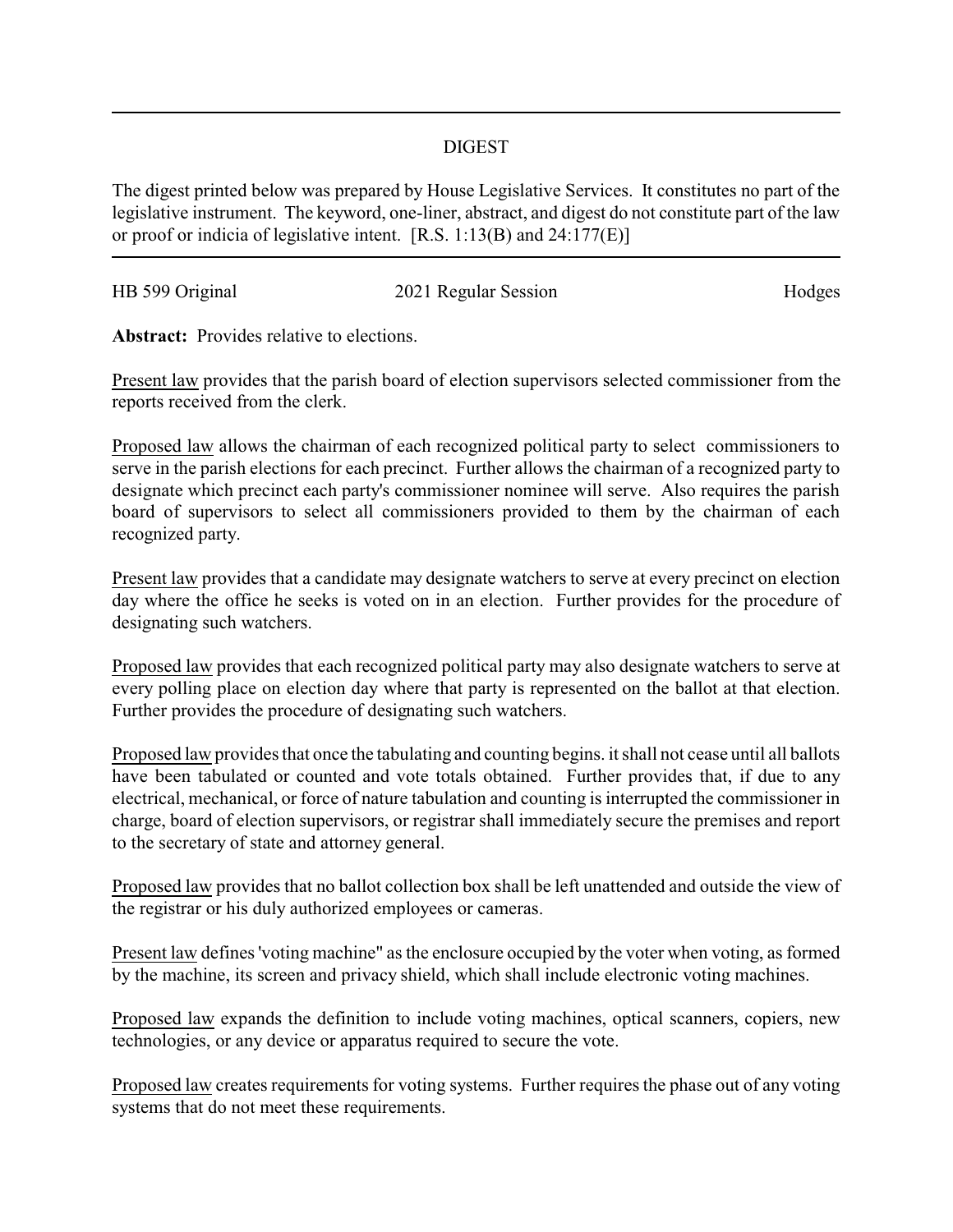# DIGEST

The digest printed below was prepared by House Legislative Services. It constitutes no part of the legislative instrument. The keyword, one-liner, abstract, and digest do not constitute part of the law or proof or indicia of legislative intent. [R.S. 1:13(B) and 24:177(E)]

| HB 599 Original | 2021 Regular Session | Hodges |
| --- | --- | --- |

**Abstract:** Provides relative to elections.

Present law provides that the parish board of election supervisors selected commissioner from the reports received from the clerk.

Proposed law allows the chairman of each recognized political party to select commissioners to serve in the parish elections for each precinct. Further allows the chairman of a recognized party to designate which precinct each party's commissioner nominee will serve. Also requires the parish board of supervisors to select all commissioners provided to them by the chairman of each recognized party.

Present law provides that a candidate may designate watchers to serve at every precinct on election day where the office he seeks is voted on in an election. Further provides for the procedure of designating such watchers.

Proposed law provides that each recognized political party may also designate watchers to serve at every polling place on election day where that party is represented on the ballot at that election. Further provides the procedure of designating such watchers.

Proposed law provides that once the tabulating and counting begins. it shall not cease until all ballots have been tabulated or counted and vote totals obtained. Further provides that, if due to any electrical, mechanical, or force of nature tabulation and counting is interrupted the commissioner in charge, board of election supervisors, or registrar shall immediately secure the premises and report to the secretary of state and attorney general.

Proposed law provides that no ballot collection box shall be left unattended and outside the view of the registrar or his duly authorized employees or cameras.

Present law defines 'voting machine" as the enclosure occupied by the voter when voting, as formed by the machine, its screen and privacy shield, which shall include electronic voting machines.

Proposed law expands the definition to include voting machines, optical scanners, copiers, new technologies, or any device or apparatus required to secure the vote.

Proposed law creates requirements for voting systems. Further requires the phase out of any voting systems that do not meet these requirements.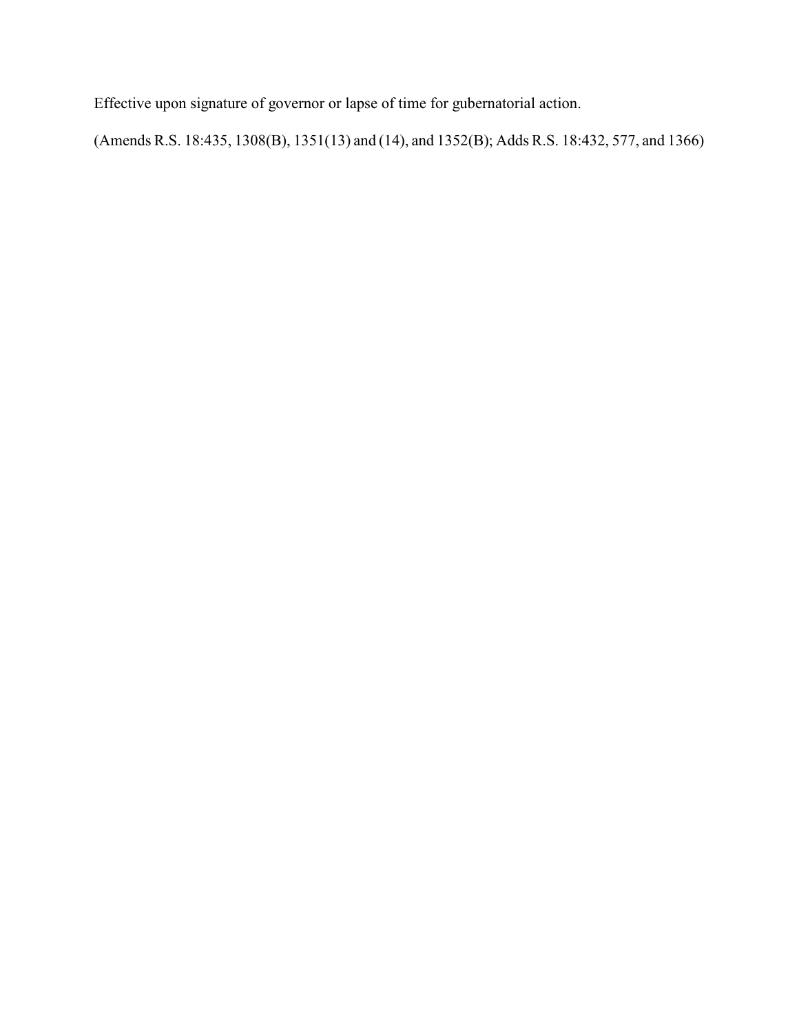Effective upon signature of governor or lapse of time for gubernatorial action.

(Amends R.S. 18:435, 1308(B), 1351(13) and (14), and 1352(B); Adds R.S. 18:432, 577, and 1366)